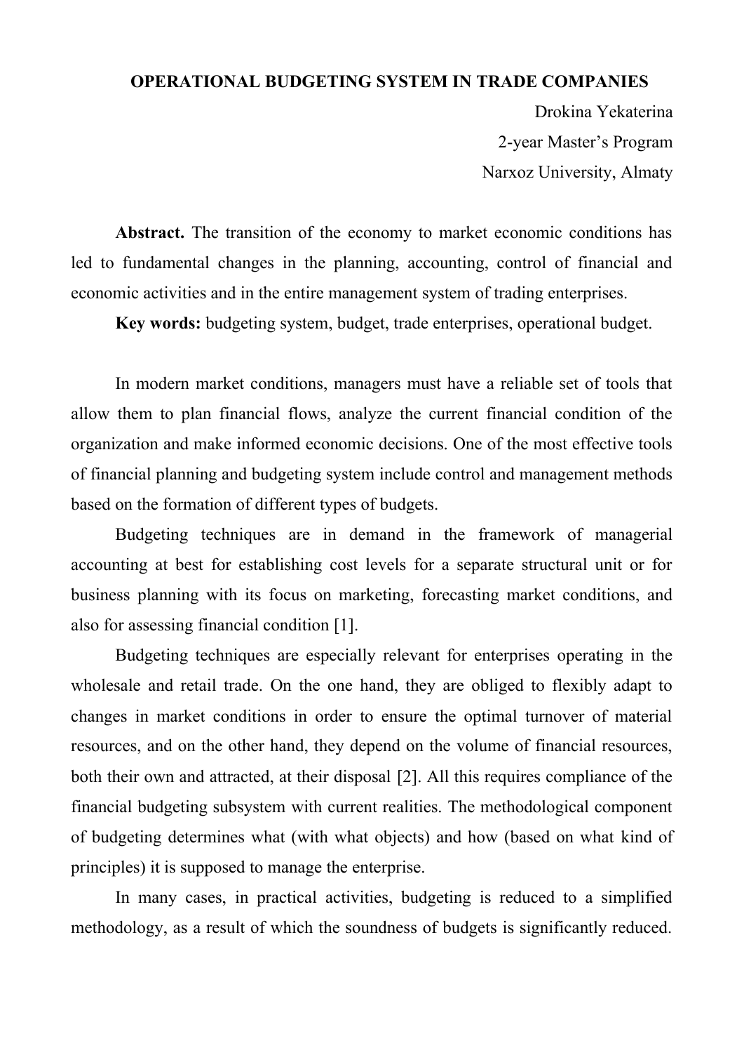# OPERATIONAL BUDGETING SYSTEM IN TRADE COMPANIES

Drokina Yekaterina
2-year Master's Program
Narxoz University, Almaty

**Abstract.** The transition of the economy to market economic conditions has led to fundamental changes in the planning, accounting, control of financial and economic activities and in the entire management system of trading enterprises.

**Key words:** budgeting system, budget, trade enterprises, operational budget.

In modern market conditions, managers must have a reliable set of tools that allow them to plan financial flows, analyze the current financial condition of the organization and make informed economic decisions. One of the most effective tools of financial planning and budgeting system include control and management methods based on the formation of different types of budgets.

Budgeting techniques are in demand in the framework of managerial accounting at best for establishing cost levels for a separate structural unit or for business planning with its focus on marketing, forecasting market conditions, and also for assessing financial condition [1].

Budgeting techniques are especially relevant for enterprises operating in the wholesale and retail trade. On the one hand, they are obliged to flexibly adapt to changes in market conditions in order to ensure the optimal turnover of material resources, and on the other hand, they depend on the volume of financial resources, both their own and attracted, at their disposal [2]. All this requires compliance of the financial budgeting subsystem with current realities. The methodological component of budgeting determines what (with what objects) and how (based on what kind of principles) it is supposed to manage the enterprise.

In many cases, in practical activities, budgeting is reduced to a simplified methodology, as a result of which the soundness of budgets is significantly reduced.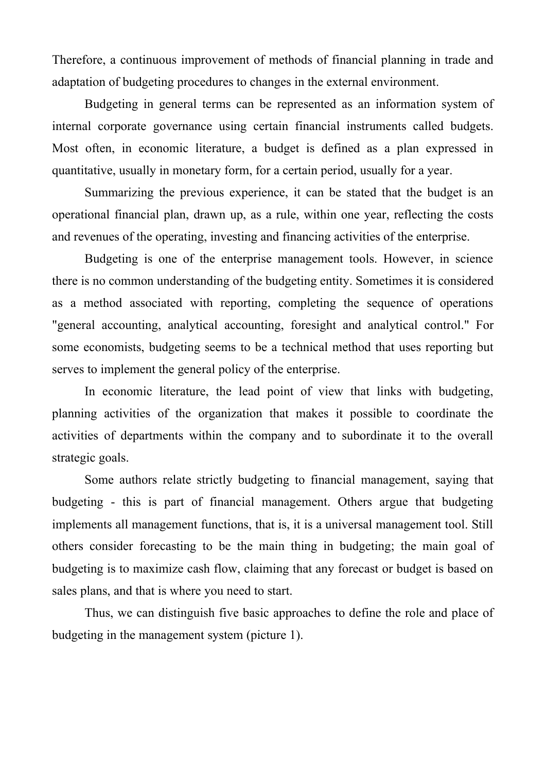Therefore, a continuous improvement of methods of financial planning in trade and adaptation of budgeting procedures to changes in the external environment.

Budgeting in general terms can be represented as an information system of internal corporate governance using certain financial instruments called budgets. Most often, in economic literature, a budget is defined as a plan expressed in quantitative, usually in monetary form, for a certain period, usually for a year.

Summarizing the previous experience, it can be stated that the budget is an operational financial plan, drawn up, as a rule, within one year, reflecting the costs and revenues of the operating, investing and financing activities of the enterprise.

Budgeting is one of the enterprise management tools. However, in science there is no common understanding of the budgeting entity. Sometimes it is considered as a method associated with reporting, completing the sequence of operations "general accounting, analytical accounting, foresight and analytical control." For some economists, budgeting seems to be a technical method that uses reporting but serves to implement the general policy of the enterprise.

In economic literature, the lead point of view that links with budgeting, planning activities of the organization that makes it possible to coordinate the activities of departments within the company and to subordinate it to the overall strategic goals.

Some authors relate strictly budgeting to financial management, saying that budgeting - this is part of financial management. Others argue that budgeting implements all management functions, that is, it is a universal management tool. Still others consider forecasting to be the main thing in budgeting; the main goal of budgeting is to maximize cash flow, claiming that any forecast or budget is based on sales plans, and that is where you need to start.

Thus, we can distinguish five basic approaches to define the role and place of budgeting in the management system (picture 1).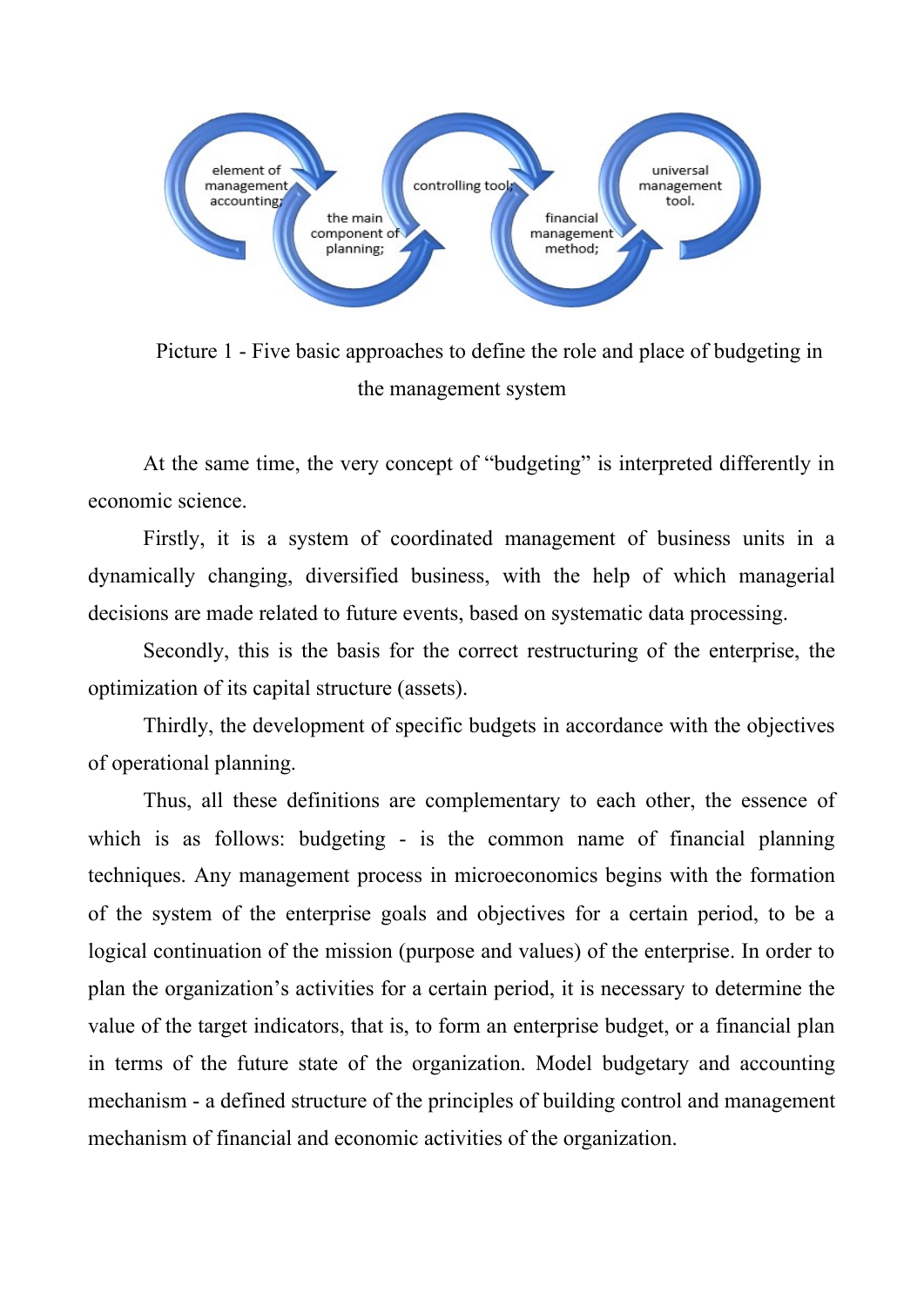Picture 1 - Five basic approaches to define the role and place of budgeting in the management system

At the same time, the very concept of "budgeting" is interpreted differently in economic science.

Firstly, it is a system of coordinated management of business units in a dynamically changing, diversified business, with the help of which managerial decisions are made related to future events, based on systematic data processing.

Secondly, this is the basis for the correct restructuring of the enterprise, the optimization of its capital structure (assets).

Thirdly, the development of specific budgets in accordance with the objectives of operational planning.

Thus, all these definitions are complementary to each other, the essence of which is as follows: budgeting - is the common name of financial planning techniques. Any management process in microeconomics begins with the formation of the system of the enterprise goals and objectives for a certain period, to be a logical continuation of the mission (purpose and values) of the enterprise. In order to plan the organization's activities for a certain period, it is necessary to determine the value of the target indicators, that is, to form an enterprise budget, or a financial plan in terms of the future state of the organization. Model budgetary and accounting mechanism - a defined structure of the principles of building control and management mechanism of financial and economic activities of the organization.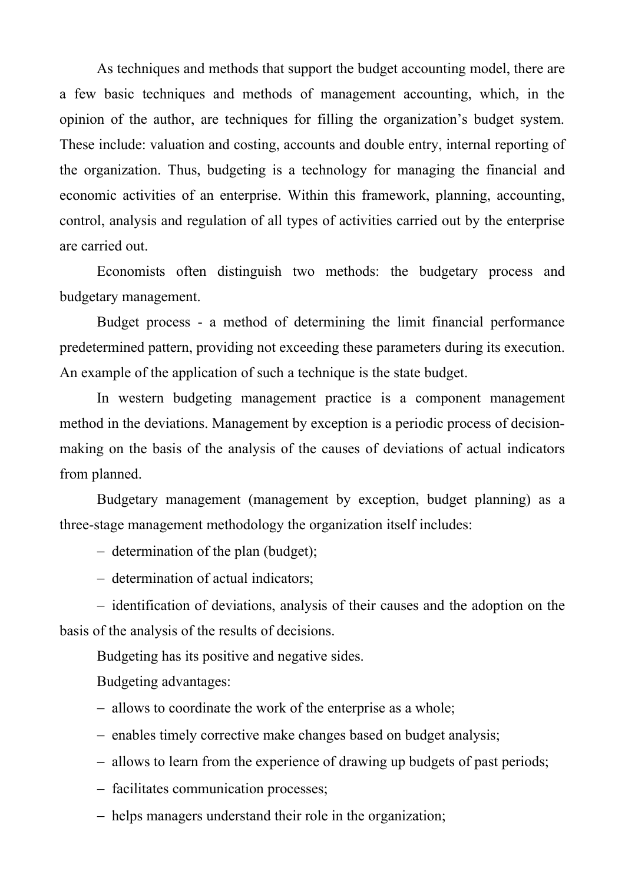As techniques and methods that support the budget accounting model, there are a few basic techniques and methods of management accounting, which, in the opinion of the author, are techniques for filling the organization's budget system. These include: valuation and costing, accounts and double entry, internal reporting of the organization. Thus, budgeting is a technology for managing the financial and economic activities of an enterprise. Within this framework, planning, accounting, control, analysis and regulation of all types of activities carried out by the enterprise are carried out.

Economists often distinguish two methods: the budgetary process and budgetary management.

Budget process - a method of determining the limit financial performance predetermined pattern, providing not exceeding these parameters during its execution. An example of the application of such a technique is the state budget.

In western budgeting management practice is a component management method in the deviations. Management by exception is a periodic process of decision-making on the basis of the analysis of the causes of deviations of actual indicators from planned.

Budgetary management (management by exception, budget planning) as a three-stage management methodology the organization itself includes:

- determination of the plan (budget);
- determination of actual indicators;
- identification of deviations, analysis of their causes and the adoption on the basis of the analysis of the results of decisions.

Budgeting has its positive and negative sides.

Budgeting advantages:

- allows to coordinate the work of the enterprise as a whole;
- enables timely corrective make changes based on budget analysis;
- allows to learn from the experience of drawing up budgets of past periods;
- facilitates communication processes;
- helps managers understand their role in the organization;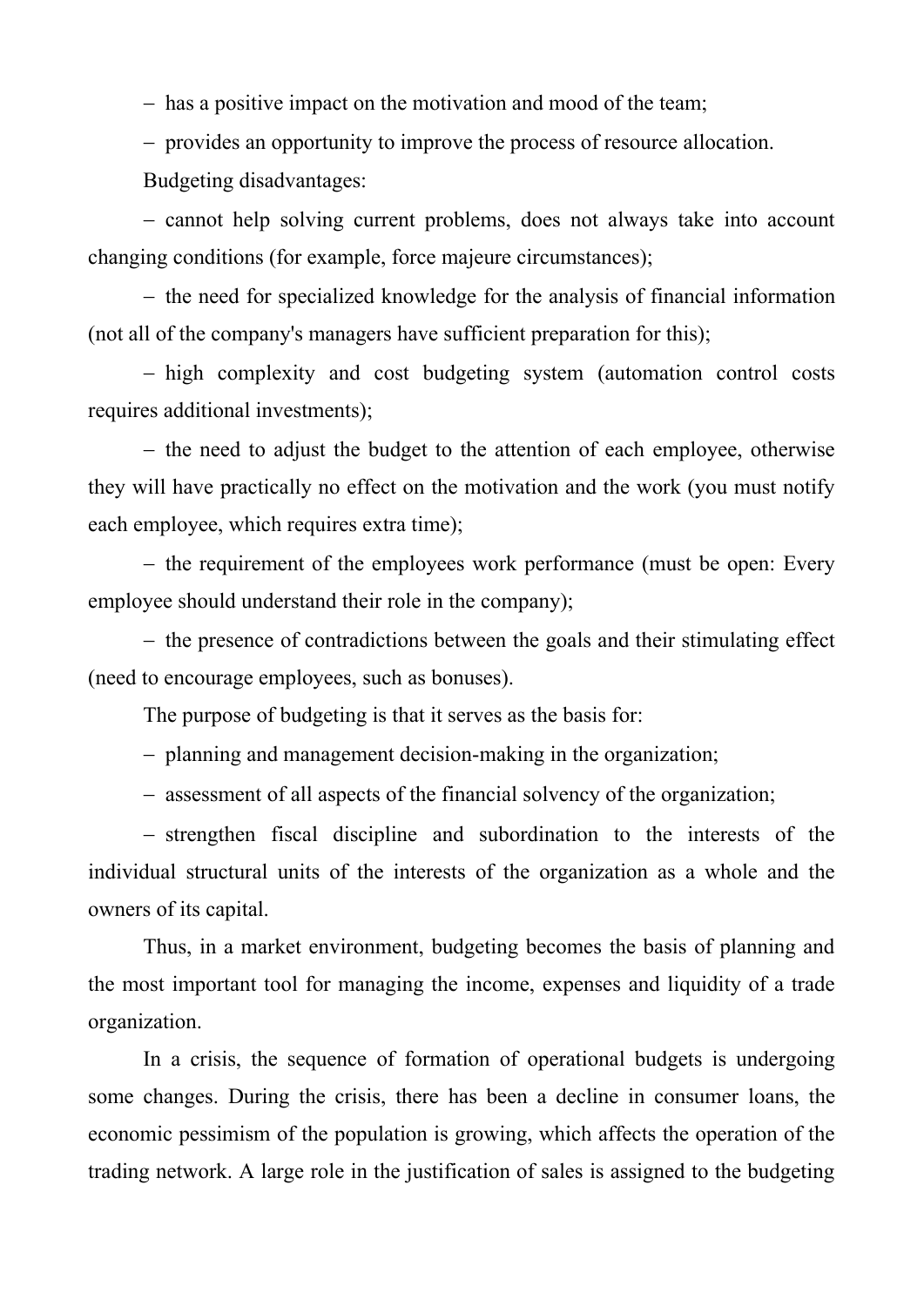- has a positive impact on the motivation and mood of the team;
- provides an opportunity to improve the process of resource allocation.

Budgeting disadvantages:

- cannot help solving current problems, does not always take into account changing conditions (for example, force majeure circumstances);
- the need for specialized knowledge for the analysis of financial information (not all of the company's managers have sufficient preparation for this);
- high complexity and cost budgeting system (automation control costs requires additional investments);
- the need to adjust the budget to the attention of each employee, otherwise they will have practically no effect on the motivation and the work (you must notify each employee, which requires extra time);
- the requirement of the employees work performance (must be open: Every employee should understand their role in the company);
- the presence of contradictions between the goals and their stimulating effect (need to encourage employees, such as bonuses).

The purpose of budgeting is that it serves as the basis for:

- planning and management decision-making in the organization;
- assessment of all aspects of the financial solvency of the organization;
- strengthen fiscal discipline and subordination to the interests of the individual structural units of the interests of the organization as a whole and the owners of its capital.

Thus, in a market environment, budgeting becomes the basis of planning and the most important tool for managing the income, expenses and liquidity of a trade organization.

In a crisis, the sequence of formation of operational budgets is undergoing some changes. During the crisis, there has been a decline in consumer loans, the economic pessimism of the population is growing, which affects the operation of the trading network. A large role in the justification of sales is assigned to the budgeting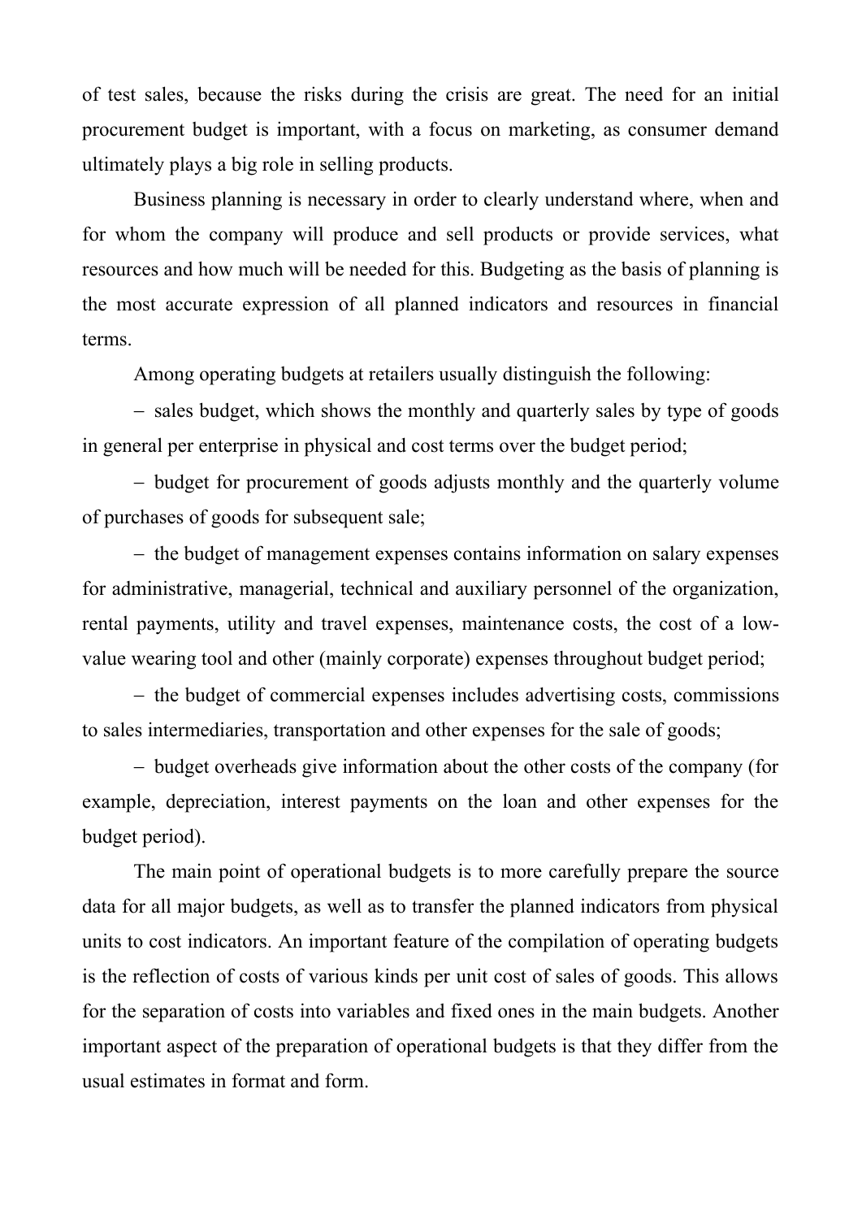of test sales, because the risks during the crisis are great. The need for an initial procurement budget is important, with a focus on marketing, as consumer demand ultimately plays a big role in selling products.

Business planning is necessary in order to clearly understand where, when and for whom the company will produce and sell products or provide services, what resources and how much will be needed for this. Budgeting as the basis of planning is the most accurate expression of all planned indicators and resources in financial terms.

Among operating budgets at retailers usually distinguish the following:

– sales budget, which shows the monthly and quarterly sales by type of goods in general per enterprise in physical and cost terms over the budget period;

– budget for procurement of goods adjusts monthly and the quarterly volume of purchases of goods for subsequent sale;

– the budget of management expenses contains information on salary expenses for administrative, managerial, technical and auxiliary personnel of the organization, rental payments, utility and travel expenses, maintenance costs, the cost of a low-value wearing tool and other (mainly corporate) expenses throughout budget period;

– the budget of commercial expenses includes advertising costs, commissions to sales intermediaries, transportation and other expenses for the sale of goods;

– budget overheads give information about the other costs of the company (for example, depreciation, interest payments on the loan and other expenses for the budget period).

The main point of operational budgets is to more carefully prepare the source data for all major budgets, as well as to transfer the planned indicators from physical units to cost indicators. An important feature of the compilation of operating budgets is the reflection of costs of various kinds per unit cost of sales of goods. This allows for the separation of costs into variables and fixed ones in the main budgets. Another important aspect of the preparation of operational budgets is that they differ from the usual estimates in format and form.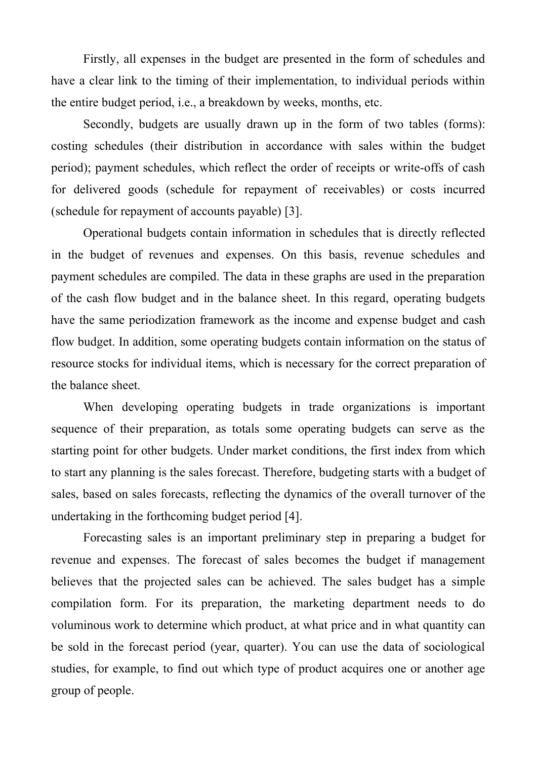Firstly, all expenses in the budget are presented in the form of schedules and have a clear link to the timing of their implementation, to individual periods within the entire budget period, i.e., a breakdown by weeks, months, etc.

Secondly, budgets are usually drawn up in the form of two tables (forms): costing schedules (their distribution in accordance with sales within the budget period); payment schedules, which reflect the order of receipts or write-offs of cash for delivered goods (schedule for repayment of receivables) or costs incurred (schedule for repayment of accounts payable) [3].

Operational budgets contain information in schedules that is directly reflected in the budget of revenues and expenses. On this basis, revenue schedules and payment schedules are compiled. The data in these graphs are used in the preparation of the cash flow budget and in the balance sheet. In this regard, operating budgets have the same periodization framework as the income and expense budget and cash flow budget. In addition, some operating budgets contain information on the status of resource stocks for individual items, which is necessary for the correct preparation of the balance sheet.

When developing operating budgets in trade organizations is important sequence of their preparation, as totals some operating budgets can serve as the starting point for other budgets. Under market conditions, the first index from which to start any planning is the sales forecast. Therefore, budgeting starts with a budget of sales, based on sales forecasts, reflecting the dynamics of the overall turnover of the undertaking in the forthcoming budget period [4].

Forecasting sales is an important preliminary step in preparing a budget for revenue and expenses. The forecast of sales becomes the budget if management believes that the projected sales can be achieved. The sales budget has a simple compilation form. For its preparation, the marketing department needs to do voluminous work to determine which product, at what price and in what quantity can be sold in the forecast period (year, quarter). You can use the data of sociological studies, for example, to find out which type of product acquires one or another age group of people.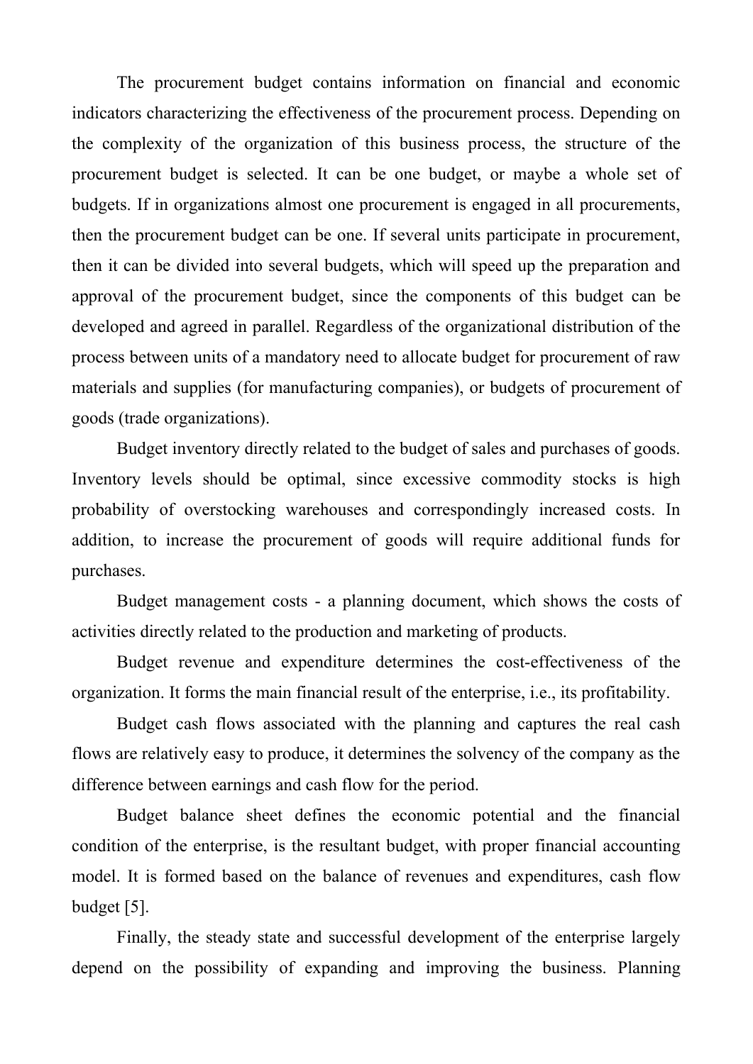The procurement budget contains information on financial and economic indicators characterizing the effectiveness of the procurement process. Depending on the complexity of the organization of this business process, the structure of the procurement budget is selected. It can be one budget, or maybe a whole set of budgets. If in organizations almost one procurement is engaged in all procurements, then the procurement budget can be one. If several units participate in procurement, then it can be divided into several budgets, which will speed up the preparation and approval of the procurement budget, since the components of this budget can be developed and agreed in parallel. Regardless of the organizational distribution of the process between units of a mandatory need to allocate budget for procurement of raw materials and supplies (for manufacturing companies), or budgets of procurement of goods (trade organizations).

Budget inventory directly related to the budget of sales and purchases of goods. Inventory levels should be optimal, since excessive commodity stocks is high probability of overstocking warehouses and correspondingly increased costs. In addition, to increase the procurement of goods will require additional funds for purchases.

Budget management costs - a planning document, which shows the costs of activities directly related to the production and marketing of products.

Budget revenue and expenditure determines the cost-effectiveness of the organization. It forms the main financial result of the enterprise, i.e., its profitability.

Budget cash flows associated with the planning and captures the real cash flows are relatively easy to produce, it determines the solvency of the company as the difference between earnings and cash flow for the period.

Budget balance sheet defines the economic potential and the financial condition of the enterprise, is the resultant budget, with proper financial accounting model. It is formed based on the balance of revenues and expenditures, cash flow budget [5].

Finally, the steady state and successful development of the enterprise largely depend on the possibility of expanding and improving the business. Planning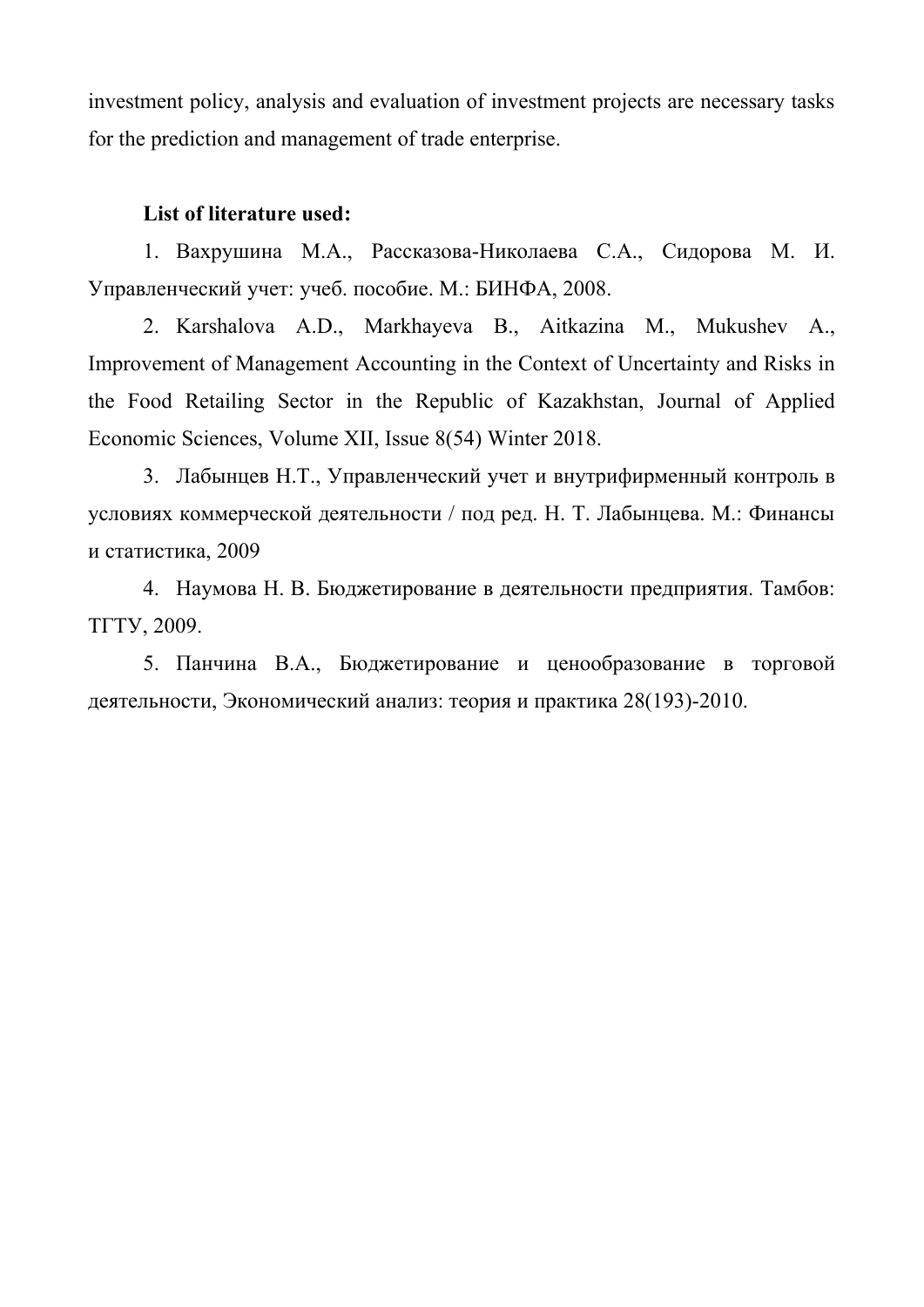investment policy, analysis and evaluation of investment projects are necessary tasks for the prediction and management of trade enterprise.

**List of literature used:**

1. Вахрушина М.А., Рассказова-Николаева С.А., Сидорова М. И. Управленческий учет: учеб. пособие. М.: БИНФА, 2008.
2. Karshalova A.D., Markhayeva B., Aitkazina M., Mukushev A., Improvement of Management Accounting in the Context of Uncertainty and Risks in the Food Retailing Sector in the Republic of Kazakhstan, Journal of Applied Economic Sciences, Volume XII, Issue 8(54) Winter 2018.
3. Лабынцев Н.Т., Управленческий учет и внутрифирменный контроль в условиях коммерческой деятельности / под ред. Н. Т. Лабынцева. М.: Финансы и статистика, 2009
4. Наумова Н. В. Бюджетирование в деятельности предприятия. Тамбов: ТГТУ, 2009.
5. Панчина В.А., Бюджетирование и ценообразование в торговой деятельности, Экономический анализ: теория и практика 28(193)-2010.